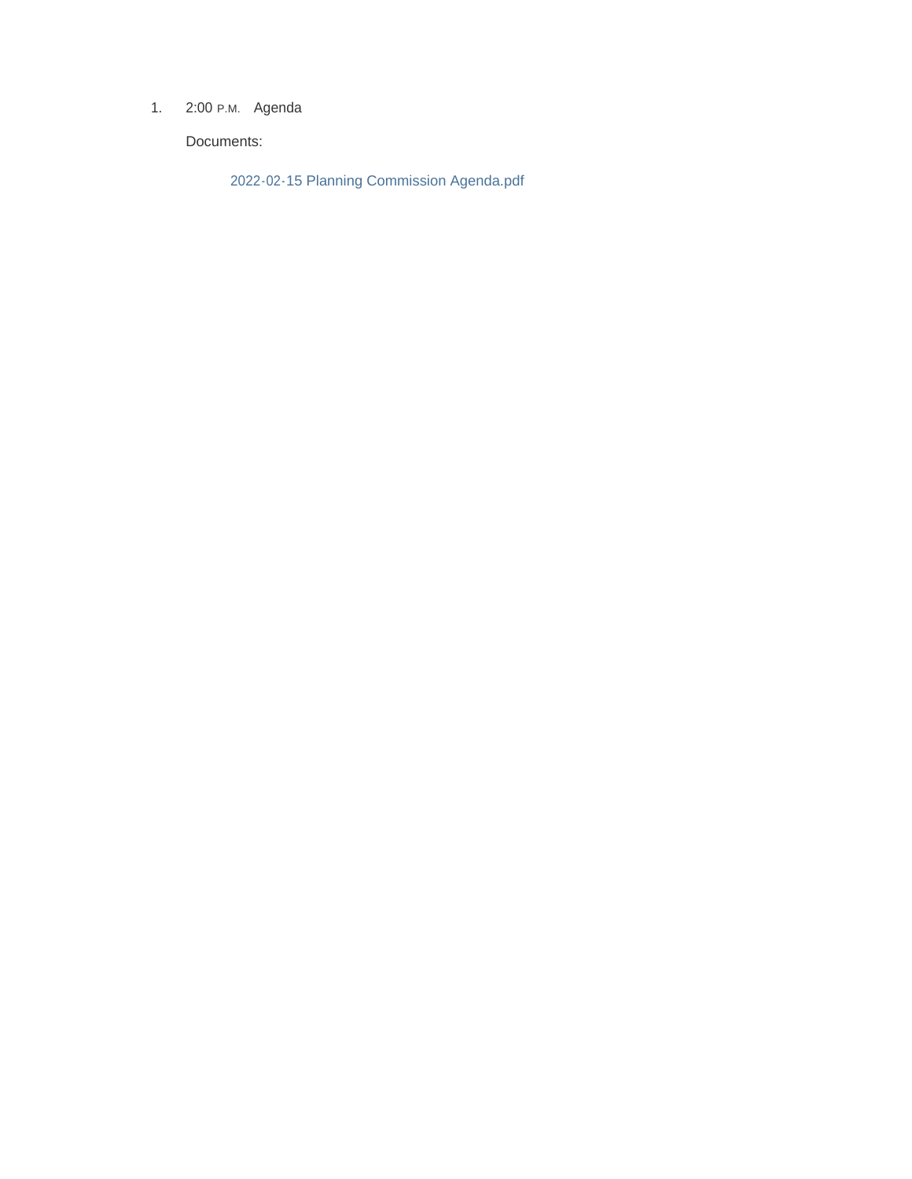1. 2:00 P.M. Agenda

   Documents:

   2022-02-15 Planning Commission Agenda.pdf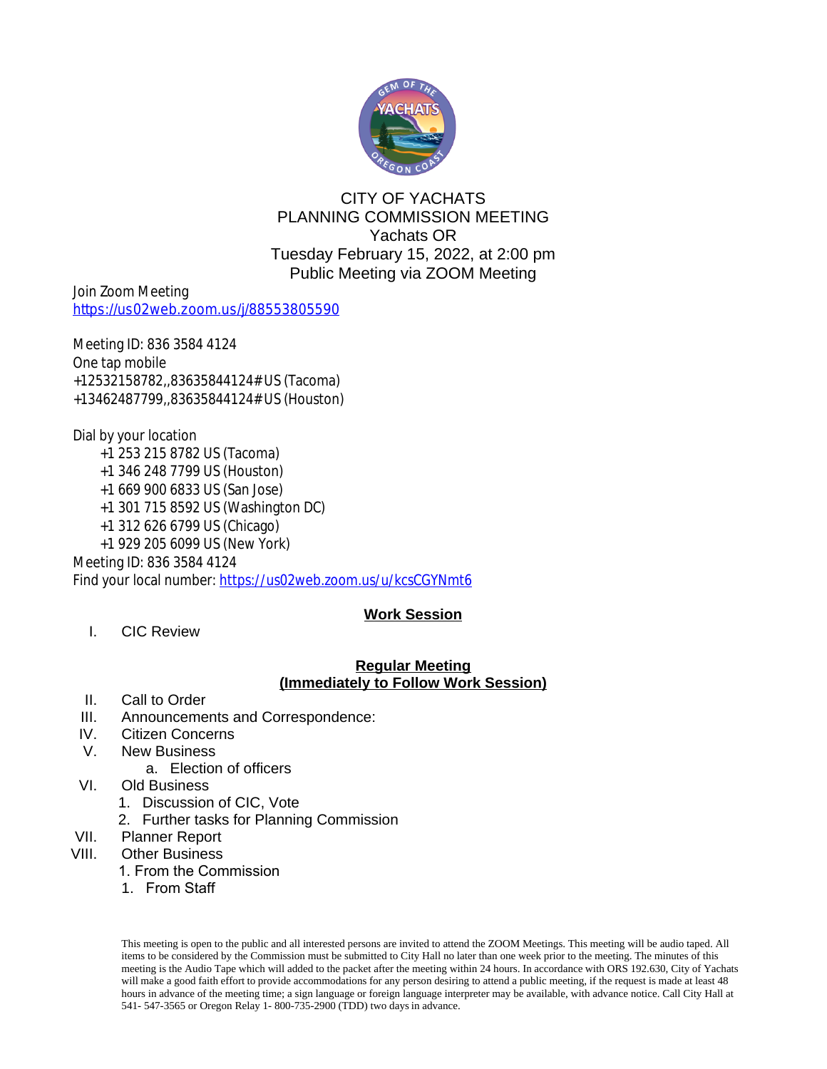CITY OF YACHATS
PLANNING COMMISSION MEETING
Yachats OR
Tuesday February 15, 2022, at 2:00 pm
Public Meeting via ZOOM Meeting

Join Zoom Meeting
https://us02web.zoom.us/j/88553805590

Meeting ID: 836 3584 4124
One tap mobile
+12532158782,,83635844124# US (Tacoma)
+13462487799,,83635844124# US (Houston)

Dial by your location
+1 253 215 8782 US (Tacoma)
+1 346 248 7799 US (Houston)
+1 669 900 6833 US (San Jose)
+1 301 715 8592 US (Washington DC)
+1 312 626 6799 US (Chicago)
+1 929 205 6099 US (New York)
Meeting ID: 836 3584 4124
Find your local number: https://us02web.zoom.us/u/kcsCGYNmt6

**Work Session**

I. CIC Review

**Regular Meeting**
**(Immediately to Follow Work Session)**

II. Call to Order
III. Announcements and Correspondence:
IV. Citizen Concerns
V. New Business
   a. Election of officers
VI. Old Business
   1. Discussion of CIC, Vote
   2. Further tasks for Planning Commission
VII. Planner Report
VIII. Other Business
   1. From the Commission
   1. From Staff

This meeting is open to the public and all interested persons are invited to attend the ZOOM Meetings. This meeting will be audio taped. All items to be considered by the Commission must be submitted to City Hall no later than one week prior to the meeting. The minutes of this meeting is the Audio Tape which will added to the packet after the meeting within 24 hours. In accordance with ORS 192.630, City of Yachats will make a good faith effort to provide accommodations for any person desiring to attend a public meeting, if the request is made at least 48 hours in advance of the meeting time; a sign language or foreign language interpreter may be available, with advance notice. Call City Hall at 541- 547-3565 or Oregon Relay 1- 800-735-2900 (TDD) two days in advance.